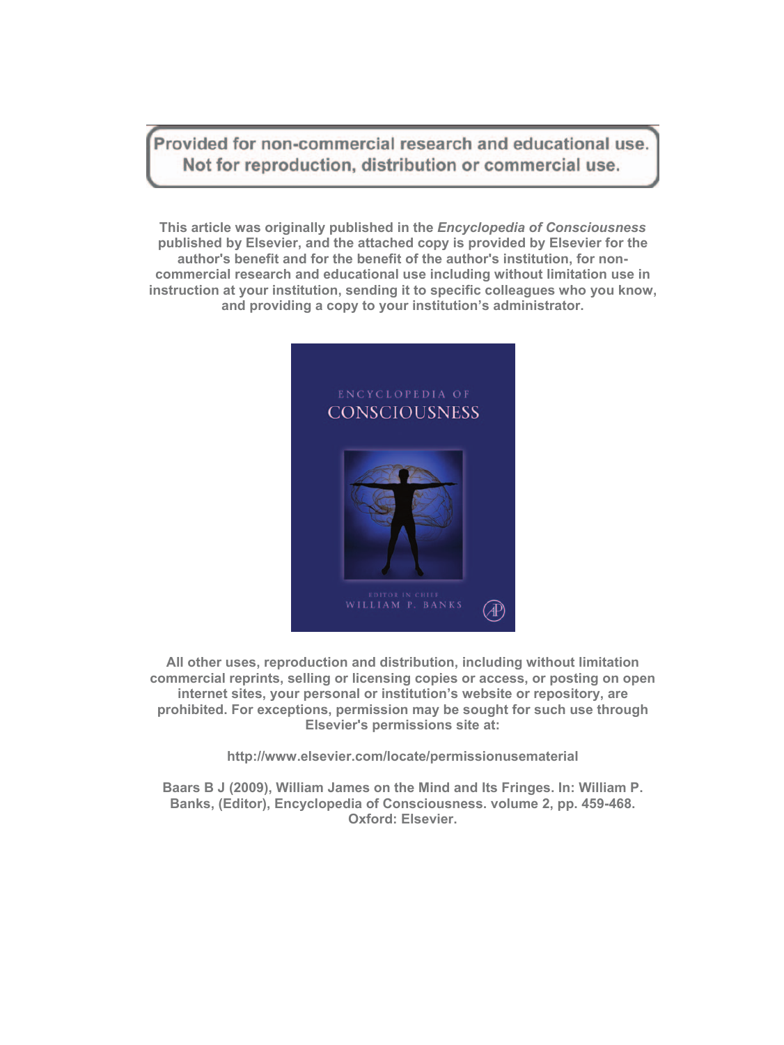**Provided for non-commercial research and educational use.**
**Not for reproduction, distribution or commercial use.**

**This article was originally published in the *Encyclopedia of Consciousness* published by Elsevier, and the attached copy is provided by Elsevier for the author's benefit and for the benefit of the author's institution, for non-commercial research and educational use including without limitation use in instruction at your institution, sending it to specific colleagues who you know, and providing a copy to your institution's administrator.**

ENCYCLOPEDIA OF CONSCIOUSNESS

EDITOR IN CHIEF WILLIAM P. BANKS

**All other uses, reproduction and distribution, including without limitation commercial reprints, selling or licensing copies or access, or posting on open internet sites, your personal or institution's website or repository, are prohibited. For exceptions, permission may be sought for such use through Elsevier's permissions site at:**

**http://www.elsevier.com/locate/permissionusematerial**

**Baars B J (2009), William James on the Mind and Its Fringes. In: William P. Banks, (Editor), Encyclopedia of Consciousness. volume 2, pp. 459-468. Oxford: Elsevier.**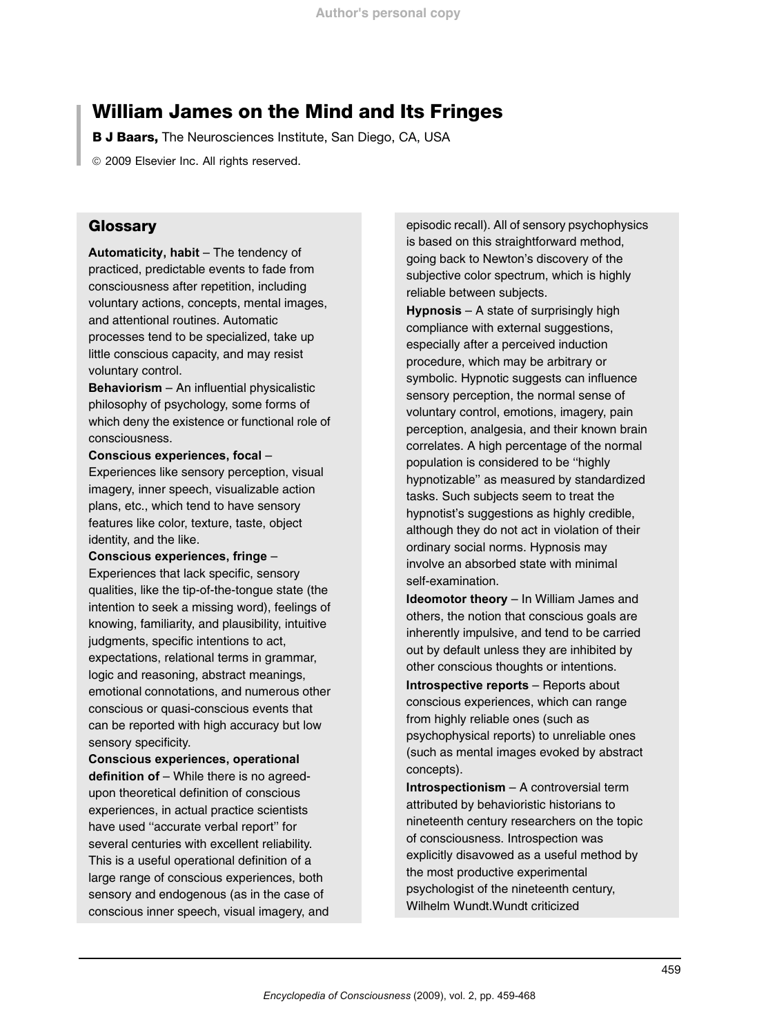# William James on the Mind and Its Fringes

**B J Baars,** The Neurosciences Institute, San Diego, CA, USA

© 2009 Elsevier Inc. All rights reserved.

## Glossary

**Automaticity, habit** – The tendency of practiced, predictable events to fade from consciousness after repetition, including voluntary actions, concepts, mental images, and attentional routines. Automatic processes tend to be specialized, take up little conscious capacity, and may resist voluntary control.

**Behaviorism** – An influential physicalistic philosophy of psychology, some forms of which deny the existence or functional role of consciousness.

**Conscious experiences, focal** – Experiences like sensory perception, visual imagery, inner speech, visualizable action plans, etc., which tend to have sensory features like color, texture, taste, object identity, and the like.

**Conscious experiences, fringe** – Experiences that lack specific, sensory qualities, like the tip-of-the-tongue state (the intention to seek a missing word), feelings of knowing, familiarity, and plausibility, intuitive judgments, specific intentions to act, expectations, relational terms in grammar, logic and reasoning, abstract meanings, emotional connotations, and numerous other conscious or quasi-conscious events that can be reported with high accuracy but low sensory specificity.

**Conscious experiences, operational definition of** – While there is no agreed-upon theoretical definition of conscious experiences, in actual practice scientists have used ''accurate verbal report'' for several centuries with excellent reliability. This is a useful operational definition of a large range of conscious experiences, both sensory and endogenous (as in the case of conscious inner speech, visual imagery, and episodic recall). All of sensory psychophysics is based on this straightforward method, going back to Newton's discovery of the subjective color spectrum, which is highly reliable between subjects.

**Hypnosis** – A state of surprisingly high compliance with external suggestions, especially after a perceived induction procedure, which may be arbitrary or symbolic. Hypnotic suggests can influence sensory perception, the normal sense of voluntary control, emotions, imagery, pain perception, analgesia, and their known brain correlates. A high percentage of the normal population is considered to be ''highly hypnotizable'' as measured by standardized tasks. Such subjects seem to treat the hypnotist's suggestions as highly credible, although they do not act in violation of their ordinary social norms. Hypnosis may involve an absorbed state with minimal self-examination.

**Ideomotor theory** – In William James and others, the notion that conscious goals are inherently impulsive, and tend to be carried out by default unless they are inhibited by other conscious thoughts or intentions.

**Introspective reports** – Reports about conscious experiences, which can range from highly reliable ones (such as psychophysical reports) to unreliable ones (such as mental images evoked by abstract concepts).

**Introspectionism** – A controversial term attributed by behavioristic historians to nineteenth century researchers on the topic of consciousness. Introspection was explicitly disavowed as a useful method by the most productive experimental psychologist of the nineteenth century, Wilhelm Wundt.Wundt criticized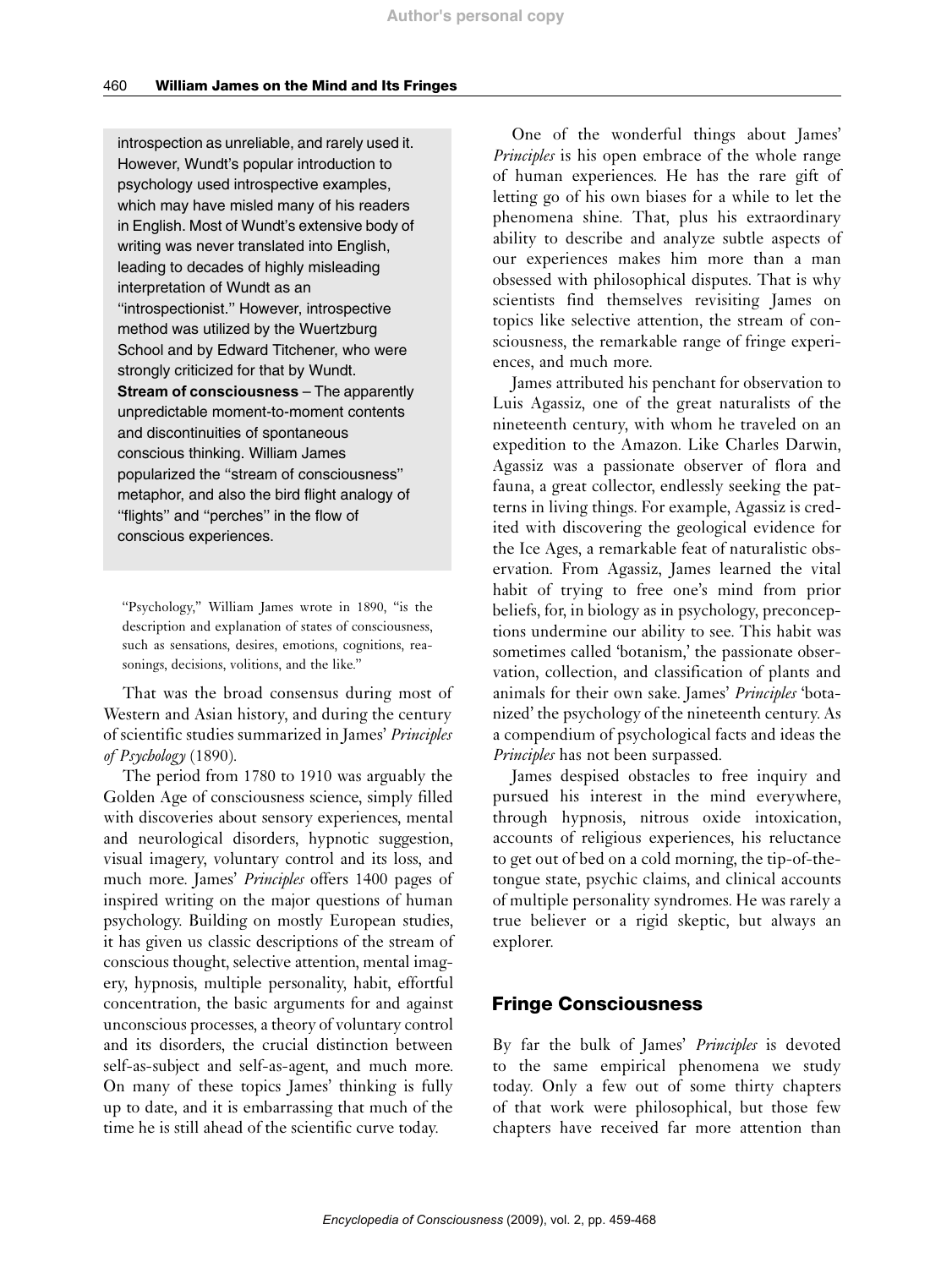introspection as unreliable, and rarely used it. However, Wundt's popular introduction to psychology used introspective examples, which may have misled many of his readers in English. Most of Wundt's extensive body of writing was never translated into English, leading to decades of highly misleading interpretation of Wundt as an "introspectionist." However, introspective method was utilized by the Wuertzburg School and by Edward Titchener, who were strongly criticized for that by Wundt.

**Stream of consciousness** – The apparently unpredictable moment-to-moment contents and discontinuities of spontaneous conscious thinking. William James popularized the "stream of consciousness" metaphor, and also the bird flight analogy of "flights" and "perches" in the flow of conscious experiences.

"Psychology," William James wrote in 1890, "is the description and explanation of states of consciousness, such as sensations, desires, emotions, cognitions, reasonings, decisions, volitions, and the like."

That was the broad consensus during most of Western and Asian history, and during the century of scientific studies summarized in James' *Principles of Psychology* (1890).

The period from 1780 to 1910 was arguably the Golden Age of consciousness science, simply filled with discoveries about sensory experiences, mental and neurological disorders, hypnotic suggestion, visual imagery, voluntary control and its loss, and much more. James' *Principles* offers 1400 pages of inspired writing on the major questions of human psychology. Building on mostly European studies, it has given us classic descriptions of the stream of conscious thought, selective attention, mental imagery, hypnosis, multiple personality, habit, effortful concentration, the basic arguments for and against unconscious processes, a theory of voluntary control and its disorders, the crucial distinction between self-as-subject and self-as-agent, and much more. On many of these topics James' thinking is fully up to date, and it is embarrassing that much of the time he is still ahead of the scientific curve today.

One of the wonderful things about James' *Principles* is his open embrace of the whole range of human experiences. He has the rare gift of letting go of his own biases for a while to let the phenomena shine. That, plus his extraordinary ability to describe and analyze subtle aspects of our experiences makes him more than a man obsessed with philosophical disputes. That is why scientists find themselves revisiting James on topics like selective attention, the stream of consciousness, the remarkable range of fringe experiences, and much more.

James attributed his penchant for observation to Luis Agassiz, one of the great naturalists of the nineteenth century, with whom he traveled on an expedition to the Amazon. Like Charles Darwin, Agassiz was a passionate observer of flora and fauna, a great collector, endlessly seeking the patterns in living things. For example, Agassiz is credited with discovering the geological evidence for the Ice Ages, a remarkable feat of naturalistic observation. From Agassiz, James learned the vital habit of trying to free one's mind from prior beliefs, for, in biology as in psychology, preconceptions undermine our ability to see. This habit was sometimes called 'botanism,' the passionate observation, collection, and classification of plants and animals for their own sake. James' *Principles* 'botanized' the psychology of the nineteenth century. As a compendium of psychological facts and ideas the *Principles* has not been surpassed.

James despised obstacles to free inquiry and pursued his interest in the mind everywhere, through hypnosis, nitrous oxide intoxication, accounts of religious experiences, his reluctance to get out of bed on a cold morning, the tip-of-the-tongue state, psychic claims, and clinical accounts of multiple personality syndromes. He was rarely a true believer or a rigid skeptic, but always an explorer.

## Fringe Consciousness

By far the bulk of James' *Principles* is devoted to the same empirical phenomena we study today. Only a few out of some thirty chapters of that work were philosophical, but those few chapters have received far more attention than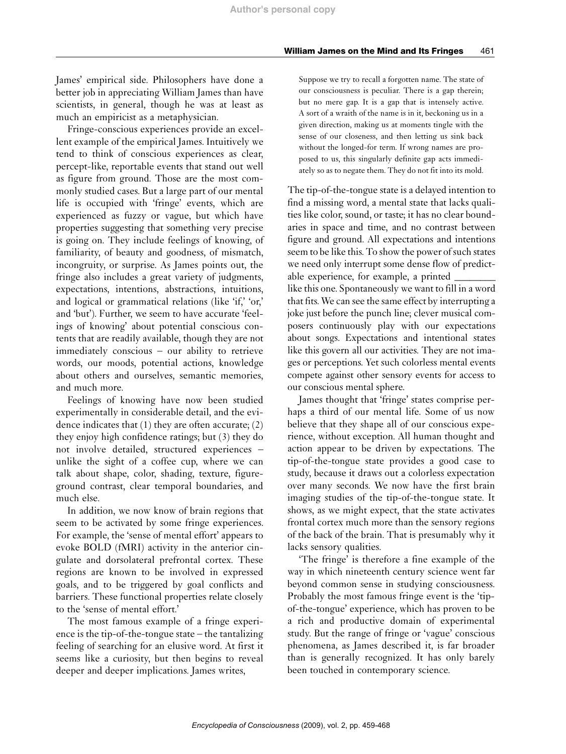James' empirical side. Philosophers have done a better job in appreciating William James than have scientists, in general, though he was at least as much an empiricist as a metaphysician.

Fringe-conscious experiences provide an excellent example of the empirical James. Intuitively we tend to think of conscious experiences as clear, percept-like, reportable events that stand out well as figure from ground. Those are the most commonly studied cases. But a large part of our mental life is occupied with 'fringe' events, which are experienced as fuzzy or vague, but which have properties suggesting that something very precise is going on. They include feelings of knowing, of familiarity, of beauty and goodness, of mismatch, incongruity, or surprise. As James points out, the fringe also includes a great variety of judgments, expectations, intentions, abstractions, intuitions, and logical or grammatical relations (like 'if,' 'or,' and 'but'). Further, we seem to have accurate 'feelings of knowing' about potential conscious contents that are readily available, though they are not immediately conscious – our ability to retrieve words, our moods, potential actions, knowledge about others and ourselves, semantic memories, and much more.

Feelings of knowing have now been studied experimentally in considerable detail, and the evidence indicates that (1) they are often accurate; (2) they enjoy high confidence ratings; but (3) they do not involve detailed, structured experiences – unlike the sight of a coffee cup, where we can talk about shape, color, shading, texture, figure-ground contrast, clear temporal boundaries, and much else.

In addition, we now know of brain regions that seem to be activated by some fringe experiences. For example, the 'sense of mental effort' appears to evoke BOLD (fMRI) activity in the anterior cingulate and dorsolateral prefrontal cortex. These regions are known to be involved in expressed goals, and to be triggered by goal conflicts and barriers. These functional properties relate closely to the 'sense of mental effort.'

The most famous example of a fringe experience is the tip-of-the-tongue state – the tantalizing feeling of searching for an elusive word. At first it seems like a curiosity, but then begins to reveal deeper and deeper implications. James writes,

> Suppose we try to recall a forgotten name. The state of our consciousness is peculiar. There is a gap therein; but no mere gap. It is a gap that is intensely active. A sort of a wraith of the name is in it, beckoning us in a given direction, making us at moments tingle with the sense of our closeness, and then letting us sink back without the longed-for term. If wrong names are proposed to us, this singularly definite gap acts immediately so as to negate them. They do not fit into its mold.

The tip-of-the-tongue state is a delayed intention to find a missing word, a mental state that lacks qualities like color, sound, or taste; it has no clear boundaries in space and time, and no contrast between figure and ground. All expectations and intentions seem to be like this. To show the power of such states we need only interrupt some dense flow of predictable experience, for example, a printed ________ like this one. Spontaneously we want to fill in a word that fits. We can see the same effect by interrupting a joke just before the punch line; clever musical composers continuously play with our expectations about songs. Expectations and intentional states like this govern all our activities. They are not images or perceptions. Yet such colorless mental events compete against other sensory events for access to our conscious mental sphere.

James thought that 'fringe' states comprise perhaps a third of our mental life. Some of us now believe that they shape all of our conscious experience, without exception. All human thought and action appear to be driven by expectations. The tip-of-the-tongue state provides a good case to study, because it draws out a colorless expectation over many seconds. We now have the first brain imaging studies of the tip-of-the-tongue state. It shows, as we might expect, that the state activates frontal cortex much more than the sensory regions of the back of the brain. That is presumably why it lacks sensory qualities.

'The fringe' is therefore a fine example of the way in which nineteenth century science went far beyond common sense in studying consciousness. Probably the most famous fringe event is the 'tip-of-the-tongue' experience, which has proven to be a rich and productive domain of experimental study. But the range of fringe or 'vague' conscious phenomena, as James described it, is far broader than is generally recognized. It has only barely been touched in contemporary science.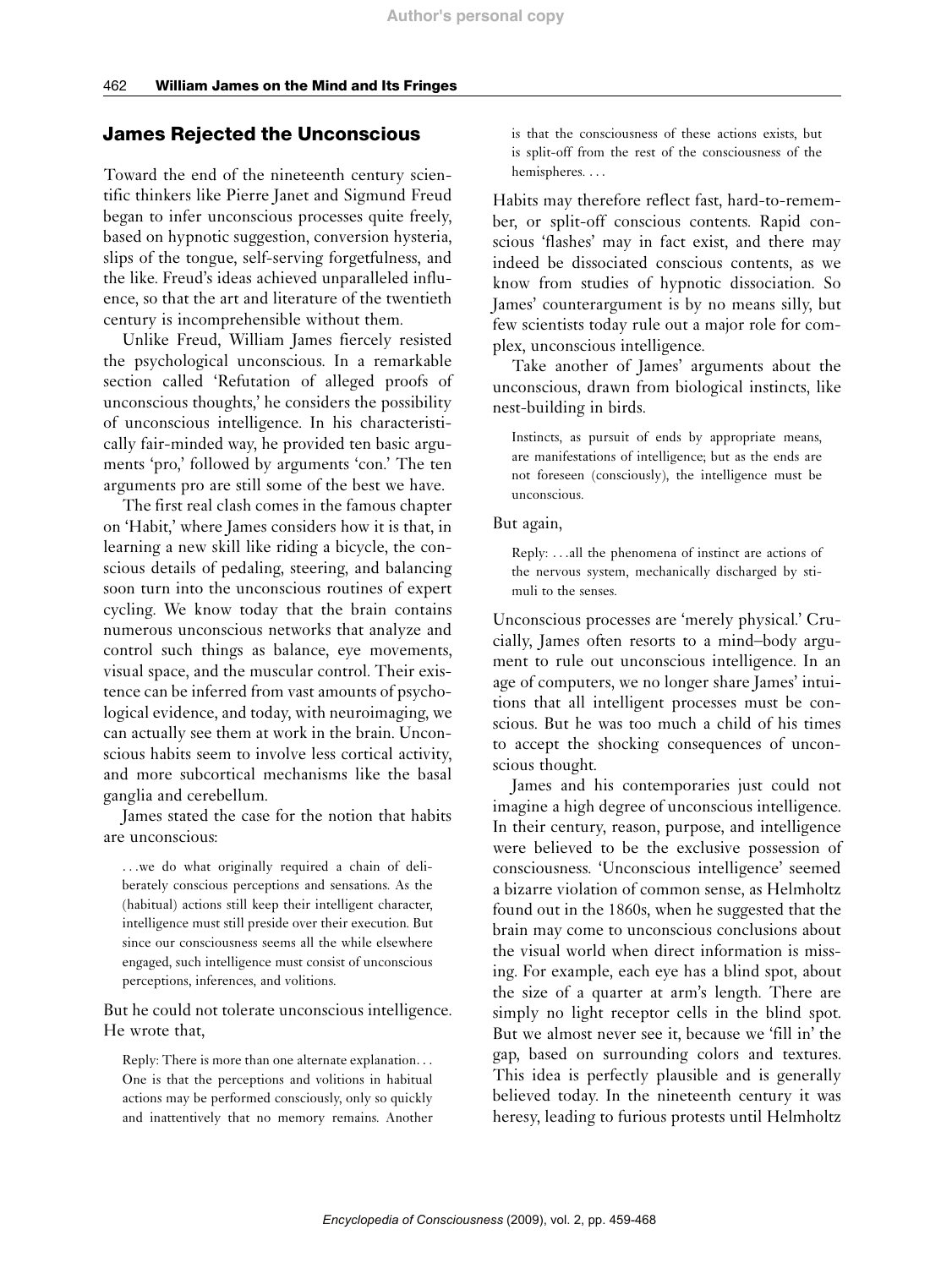## James Rejected the Unconscious

Toward the end of the nineteenth century scientific thinkers like Pierre Janet and Sigmund Freud began to infer unconscious processes quite freely, based on hypnotic suggestion, conversion hysteria, slips of the tongue, self-serving forgetfulness, and the like. Freud's ideas achieved unparalleled influence, so that the art and literature of the twentieth century is incomprehensible without them.

Unlike Freud, William James fiercely resisted the psychological unconscious. In a remarkable section called 'Refutation of alleged proofs of unconscious thoughts,' he considers the possibility of unconscious intelligence. In his characteristically fair-minded way, he provided ten basic arguments 'pro,' followed by arguments 'con.' The ten arguments pro are still some of the best we have.

The first real clash comes in the famous chapter on 'Habit,' where James considers how it is that, in learning a new skill like riding a bicycle, the conscious details of pedaling, steering, and balancing soon turn into the unconscious routines of expert cycling. We know today that the brain contains numerous unconscious networks that analyze and control such things as balance, eye movements, visual space, and the muscular control. Their existence can be inferred from vast amounts of psychological evidence, and today, with neuroimaging, we can actually see them at work in the brain. Unconscious habits seem to involve less cortical activity, and more subcortical mechanisms like the basal ganglia and cerebellum.

James stated the case for the notion that habits are unconscious:

> . . .we do what originally required a chain of deliberately conscious perceptions and sensations. As the (habitual) actions still keep their intelligent character, intelligence must still preside over their execution. But since our consciousness seems all the while elsewhere engaged, such intelligence must consist of unconscious perceptions, inferences, and volitions.

But he could not tolerate unconscious intelligence. He wrote that,

> Reply: There is more than one alternate explanation. . . One is that the perceptions and volitions in habitual actions may be performed consciously, only so quickly and inattentively that no memory remains. Another is that the consciousness of these actions exists, but is split-off from the rest of the consciousness of the hemispheres. . . .

Habits may therefore reflect fast, hard-to-remember, or split-off conscious contents. Rapid conscious 'flashes' may in fact exist, and there may indeed be dissociated conscious contents, as we know from studies of hypnotic dissociation. So James' counterargument is by no means silly, but few scientists today rule out a major role for complex, unconscious intelligence.

Take another of James' arguments about the unconscious, drawn from biological instincts, like nest-building in birds.

> Instincts, as pursuit of ends by appropriate means, are manifestations of intelligence; but as the ends are not foreseen (consciously), the intelligence must be unconscious.

But again,

> Reply: . . .all the phenomena of instinct are actions of the nervous system, mechanically discharged by stimuli to the senses.

Unconscious processes are 'merely physical.' Crucially, James often resorts to a mind–body argument to rule out unconscious intelligence. In an age of computers, we no longer share James' intuitions that all intelligent processes must be conscious. But he was too much a child of his times to accept the shocking consequences of unconscious thought.

James and his contemporaries just could not imagine a high degree of unconscious intelligence. In their century, reason, purpose, and intelligence were believed to be the exclusive possession of consciousness. 'Unconscious intelligence' seemed a bizarre violation of common sense, as Helmholtz found out in the 1860s, when he suggested that the brain may come to unconscious conclusions about the visual world when direct information is missing. For example, each eye has a blind spot, about the size of a quarter at arm's length. There are simply no light receptor cells in the blind spot. But we almost never see it, because we 'fill in' the gap, based on surrounding colors and textures. This idea is perfectly plausible and is generally believed today. In the nineteenth century it was heresy, leading to furious protests until Helmholtz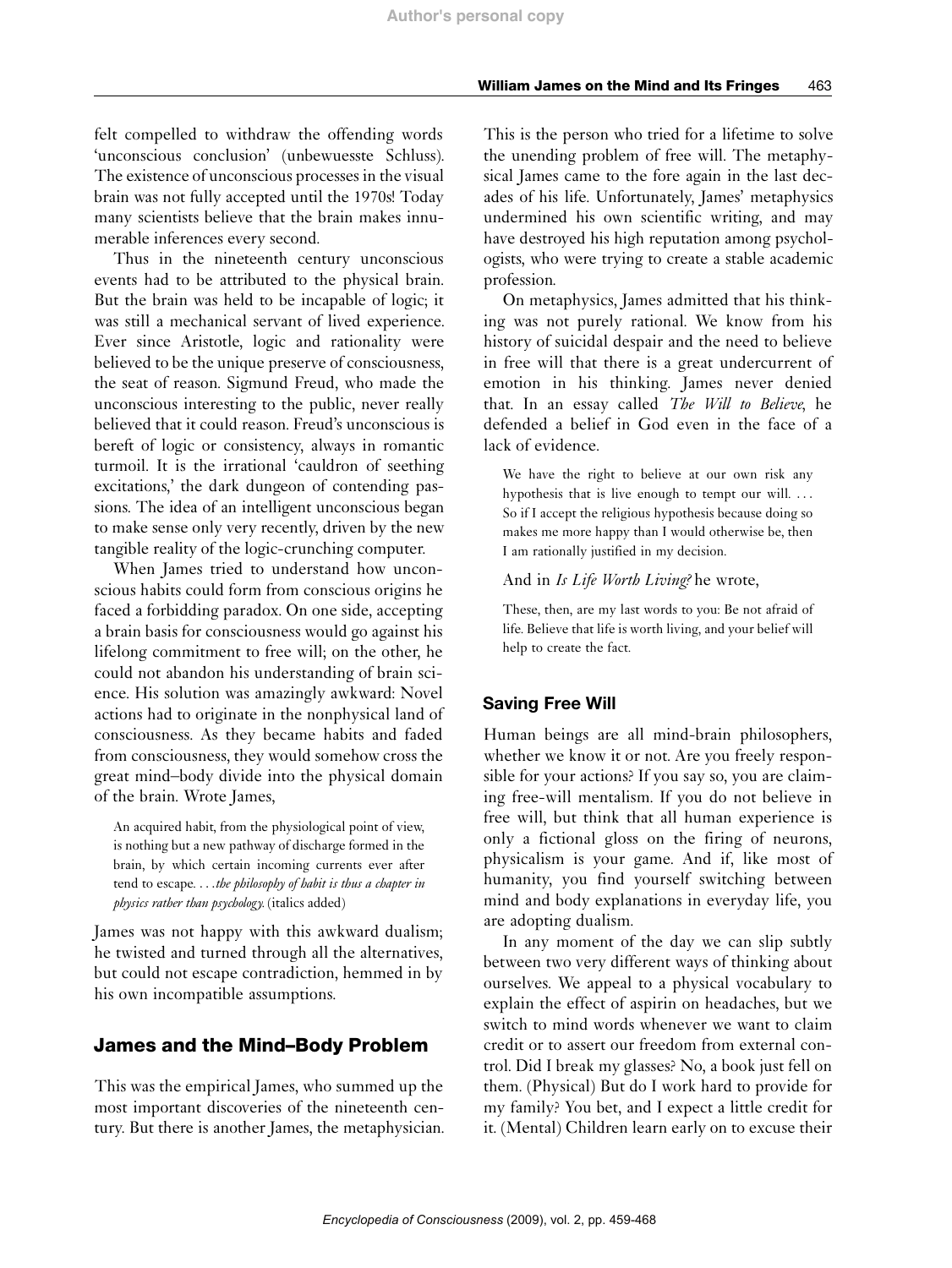felt compelled to withdraw the offending words 'unconscious conclusion' (unbewuesste Schluss). The existence of unconscious processes in the visual brain was not fully accepted until the 1970s! Today many scientists believe that the brain makes innumerable inferences every second.

Thus in the nineteenth century unconscious events had to be attributed to the physical brain. But the brain was held to be incapable of logic; it was still a mechanical servant of lived experience. Ever since Aristotle, logic and rationality were believed to be the unique preserve of consciousness, the seat of reason. Sigmund Freud, who made the unconscious interesting to the public, never really believed that it could reason. Freud's unconscious is bereft of logic or consistency, always in romantic turmoil. It is the irrational 'cauldron of seething excitations,' the dark dungeon of contending passions. The idea of an intelligent unconscious began to make sense only very recently, driven by the new tangible reality of the logic-crunching computer.

When James tried to understand how unconscious habits could form from conscious origins he faced a forbidding paradox. On one side, accepting a brain basis for consciousness would go against his lifelong commitment to free will; on the other, he could not abandon his understanding of brain science. His solution was amazingly awkward: Novel actions had to originate in the nonphysical land of consciousness. As they became habits and faded from consciousness, they would somehow cross the great mind–body divide into the physical domain of the brain. Wrote James,

> An acquired habit, from the physiological point of view, is nothing but a new pathway of discharge formed in the brain, by which certain incoming currents ever after tend to escape. . . .*the philosophy of habit is thus a chapter in physics rather than psychology*. (italics added)

James was not happy with this awkward dualism; he twisted and turned through all the alternatives, but could not escape contradiction, hemmed in by his own incompatible assumptions.

## James and the Mind–Body Problem

This was the empirical James, who summed up the most important discoveries of the nineteenth century. But there is another James, the metaphysician. This is the person who tried for a lifetime to solve the unending problem of free will. The metaphysical James came to the fore again in the last decades of his life. Unfortunately, James' metaphysics undermined his own scientific writing, and may have destroyed his high reputation among psychologists, who were trying to create a stable academic profession.

On metaphysics, James admitted that his thinking was not purely rational. We know from his history of suicidal despair and the need to believe in free will that there is a great undercurrent of emotion in his thinking. James never denied that. In an essay called *The Will to Believe*, he defended a belief in God even in the face of a lack of evidence.

> We have the right to believe at our own risk any hypothesis that is live enough to tempt our will. . . . So if I accept the religious hypothesis because doing so makes me more happy than I would otherwise be, then I am rationally justified in my decision.

And in *Is Life Worth Living?* he wrote,

> These, then, are my last words to you: Be not afraid of life. Believe that life is worth living, and your belief will help to create the fact.

### Saving Free Will

Human beings are all mind-brain philosophers, whether we know it or not. Are you freely responsible for your actions? If you say so, you are claiming free-will mentalism. If you do not believe in free will, but think that all human experience is only a fictional gloss on the firing of neurons, physicalism is your game. And if, like most of humanity, you find yourself switching between mind and body explanations in everyday life, you are adopting dualism.

In any moment of the day we can slip subtly between two very different ways of thinking about ourselves. We appeal to a physical vocabulary to explain the effect of aspirin on headaches, but we switch to mind words whenever we want to claim credit or to assert our freedom from external control. Did I break my glasses? No, a book just fell on them. (Physical) But do I work hard to provide for my family? You bet, and I expect a little credit for it. (Mental) Children learn early on to excuse their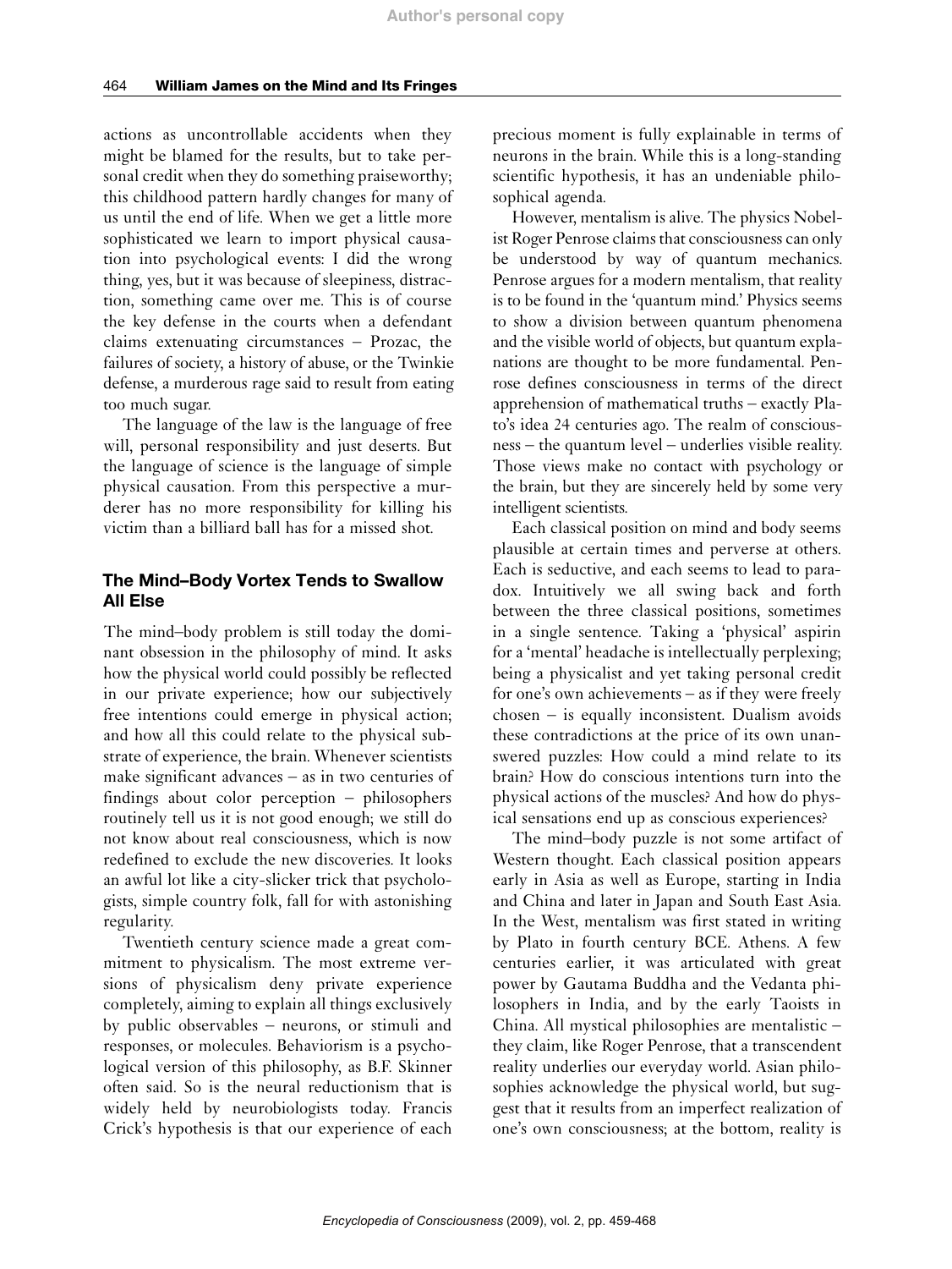actions as uncontrollable accidents when they might be blamed for the results, but to take personal credit when they do something praiseworthy; this childhood pattern hardly changes for many of us until the end of life. When we get a little more sophisticated we learn to import physical causation into psychological events: I did the wrong thing, yes, but it was because of sleepiness, distraction, something came over me. This is of course the key defense in the courts when a defendant claims extenuating circumstances – Prozac, the failures of society, a history of abuse, or the Twinkie defense, a murderous rage said to result from eating too much sugar.

The language of the law is the language of free will, personal responsibility and just deserts. But the language of science is the language of simple physical causation. From this perspective a murderer has no more responsibility for killing his victim than a billiard ball has for a missed shot.

## The Mind–Body Vortex Tends to Swallow All Else

The mind–body problem is still today the dominant obsession in the philosophy of mind. It asks how the physical world could possibly be reflected in our private experience; how our subjectively free intentions could emerge in physical action; and how all this could relate to the physical substrate of experience, the brain. Whenever scientists make significant advances – as in two centuries of findings about color perception – philosophers routinely tell us it is not good enough; we still do not know about real consciousness, which is now redefined to exclude the new discoveries. It looks an awful lot like a city-slicker trick that psychologists, simple country folk, fall for with astonishing regularity.

Twentieth century science made a great commitment to physicalism. The most extreme versions of physicalism deny private experience completely, aiming to explain all things exclusively by public observables – neurons, or stimuli and responses, or molecules. Behaviorism is a psychological version of this philosophy, as B.F. Skinner often said. So is the neural reductionism that is widely held by neurobiologists today. Francis Crick's hypothesis is that our experience of each precious moment is fully explainable in terms of neurons in the brain. While this is a long-standing scientific hypothesis, it has an undeniable philosophical agenda.

However, mentalism is alive. The physics Nobelist Roger Penrose claims that consciousness can only be understood by way of quantum mechanics. Penrose argues for a modern mentalism, that reality is to be found in the 'quantum mind.' Physics seems to show a division between quantum phenomena and the visible world of objects, but quantum explanations are thought to be more fundamental. Penrose defines consciousness in terms of the direct apprehension of mathematical truths – exactly Plato's idea 24 centuries ago. The realm of consciousness – the quantum level – underlies visible reality. Those views make no contact with psychology or the brain, but they are sincerely held by some very intelligent scientists.

Each classical position on mind and body seems plausible at certain times and perverse at others. Each is seductive, and each seems to lead to paradox. Intuitively we all swing back and forth between the three classical positions, sometimes in a single sentence. Taking a 'physical' aspirin for a 'mental' headache is intellectually perplexing; being a physicalist and yet taking personal credit for one's own achievements – as if they were freely chosen – is equally inconsistent. Dualism avoids these contradictions at the price of its own unanswered puzzles: How could a mind relate to its brain? How do conscious intentions turn into the physical actions of the muscles? And how do physical sensations end up as conscious experiences?

The mind–body puzzle is not some artifact of Western thought. Each classical position appears early in Asia as well as Europe, starting in India and China and later in Japan and South East Asia. In the West, mentalism was first stated in writing by Plato in fourth century BCE. Athens. A few centuries earlier, it was articulated with great power by Gautama Buddha and the Vedanta philosophers in India, and by the early Taoists in China. All mystical philosophies are mentalistic – they claim, like Roger Penrose, that a transcendent reality underlies our everyday world. Asian philosophies acknowledge the physical world, but suggest that it results from an imperfect realization of one's own consciousness; at the bottom, reality is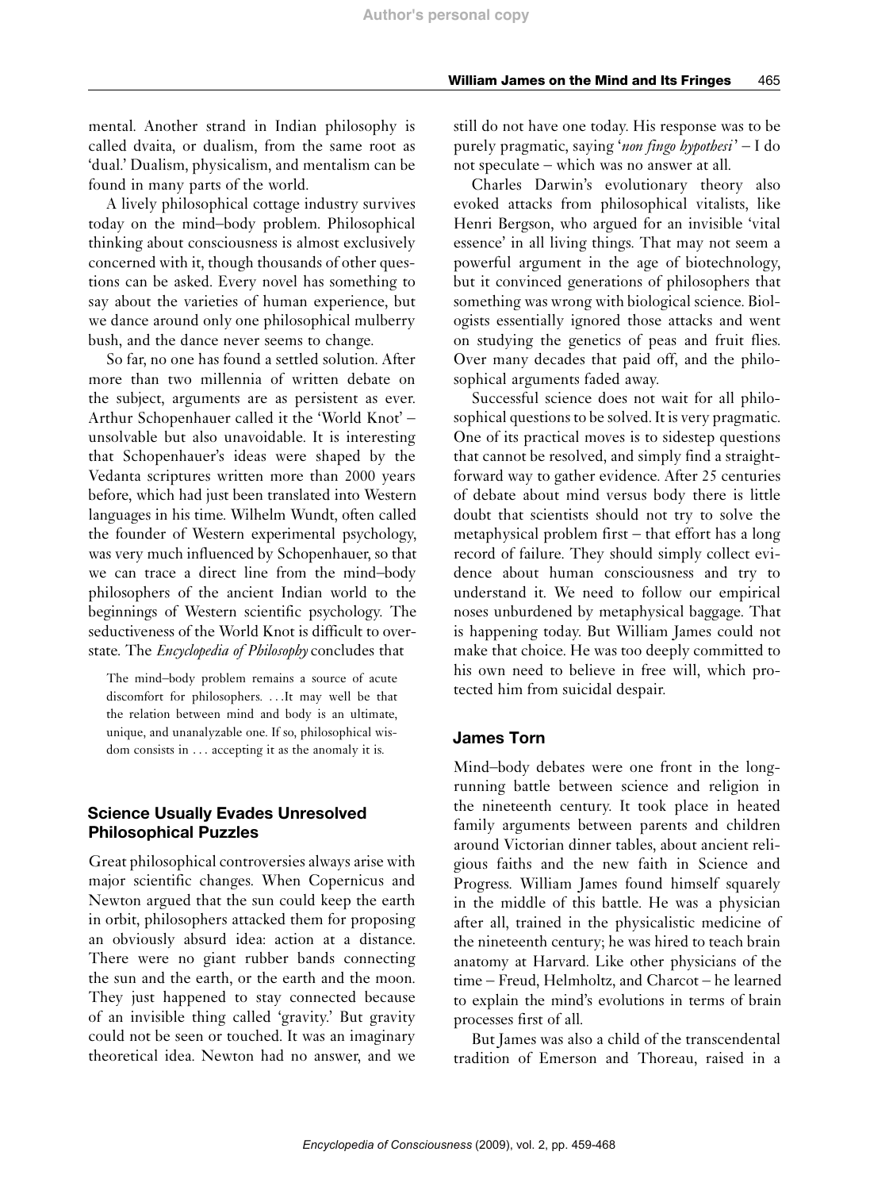mental. Another strand in Indian philosophy is called dvaita, or dualism, from the same root as 'dual.' Dualism, physicalism, and mentalism can be found in many parts of the world.

A lively philosophical cottage industry survives today on the mind–body problem. Philosophical thinking about consciousness is almost exclusively concerned with it, though thousands of other questions can be asked. Every novel has something to say about the varieties of human experience, but we dance around only one philosophical mulberry bush, and the dance never seems to change.

So far, no one has found a settled solution. After more than two millennia of written debate on the subject, arguments are as persistent as ever. Arthur Schopenhauer called it the 'World Knot' – unsolvable but also unavoidable. It is interesting that Schopenhauer's ideas were shaped by the Vedanta scriptures written more than 2000 years before, which had just been translated into Western languages in his time. Wilhelm Wundt, often called the founder of Western experimental psychology, was very much influenced by Schopenhauer, so that we can trace a direct line from the mind–body philosophers of the ancient Indian world to the beginnings of Western scientific psychology. The seductiveness of the World Knot is difficult to overstate. The *Encyclopedia of Philosophy* concludes that

> The mind–body problem remains a source of acute discomfort for philosophers. ...It may well be that the relation between mind and body is an ultimate, unique, and unanalyzable one. If so, philosophical wisdom consists in ... accepting it as the anomaly it is.

## Science Usually Evades Unresolved Philosophical Puzzles

Great philosophical controversies always arise with major scientific changes. When Copernicus and Newton argued that the sun could keep the earth in orbit, philosophers attacked them for proposing an obviously absurd idea: action at a distance. There were no giant rubber bands connecting the sun and the earth, or the earth and the moon. They just happened to stay connected because of an invisible thing called 'gravity.' But gravity could not be seen or touched. It was an imaginary theoretical idea. Newton had no answer, and we still do not have one today. His response was to be purely pragmatic, saying '*non fingo hypothesi*' – I do not speculate – which was no answer at all.

Charles Darwin's evolutionary theory also evoked attacks from philosophical vitalists, like Henri Bergson, who argued for an invisible 'vital essence' in all living things. That may not seem a powerful argument in the age of biotechnology, but it convinced generations of philosophers that something was wrong with biological science. Biologists essentially ignored those attacks and went on studying the genetics of peas and fruit flies. Over many decades that paid off, and the philosophical arguments faded away.

Successful science does not wait for all philosophical questions to be solved. It is very pragmatic. One of its practical moves is to sidestep questions that cannot be resolved, and simply find a straightforward way to gather evidence. After 25 centuries of debate about mind versus body there is little doubt that scientists should not try to solve the metaphysical problem first – that effort has a long record of failure. They should simply collect evidence about human consciousness and try to understand it. We need to follow our empirical noses unburdened by metaphysical baggage. That is happening today. But William James could not make that choice. He was too deeply committed to his own need to believe in free will, which protected him from suicidal despair.

## James Torn

Mind–body debates were one front in the long-running battle between science and religion in the nineteenth century. It took place in heated family arguments between parents and children around Victorian dinner tables, about ancient religious faiths and the new faith in Science and Progress. William James found himself squarely in the middle of this battle. He was a physician after all, trained in the physicalistic medicine of the nineteenth century; he was hired to teach brain anatomy at Harvard. Like other physicians of the time – Freud, Helmholtz, and Charcot – he learned to explain the mind's evolutions in terms of brain processes first of all.

But James was also a child of the transcendental tradition of Emerson and Thoreau, raised in a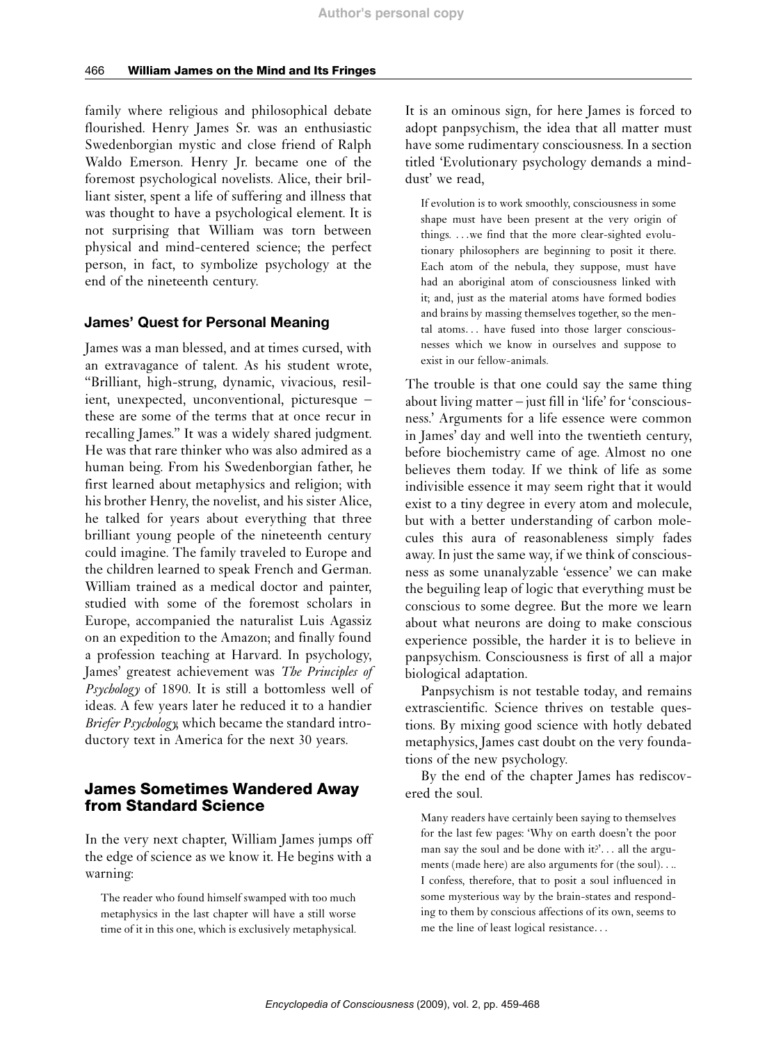family where religious and philosophical debate flourished. Henry James Sr. was an enthusiastic Swedenborgian mystic and close friend of Ralph Waldo Emerson. Henry Jr. became one of the foremost psychological novelists. Alice, their brilliant sister, spent a life of suffering and illness that was thought to have a psychological element. It is not surprising that William was torn between physical and mind-centered science; the perfect person, in fact, to symbolize psychology at the end of the nineteenth century.

### James' Quest for Personal Meaning

James was a man blessed, and at times cursed, with an extravagance of talent. As his student wrote, "Brilliant, high-strung, dynamic, vivacious, resilient, unexpected, unconventional, picturesque – these are some of the terms that at once recur in recalling James." It was a widely shared judgment. He was that rare thinker who was also admired as a human being. From his Swedenborgian father, he first learned about metaphysics and religion; with his brother Henry, the novelist, and his sister Alice, he talked for years about everything that three brilliant young people of the nineteenth century could imagine. The family traveled to Europe and the children learned to speak French and German. William trained as a medical doctor and painter, studied with some of the foremost scholars in Europe, accompanied the naturalist Luis Agassiz on an expedition to the Amazon; and finally found a profession teaching at Harvard. In psychology, James' greatest achievement was *The Principles of Psychology* of 1890. It is still a bottomless well of ideas. A few years later he reduced it to a handier *Briefer Psychology*, which became the standard introductory text in America for the next 30 years.

## James Sometimes Wandered Away from Standard Science

In the very next chapter, William James jumps off the edge of science as we know it. He begins with a warning:

> The reader who found himself swamped with too much metaphysics in the last chapter will have a still worse time of it in this one, which is exclusively metaphysical.

It is an ominous sign, for here James is forced to adopt panpsychism, the idea that all matter must have some rudimentary consciousness. In a section titled 'Evolutionary psychology demands a mind-dust' we read,

> If evolution is to work smoothly, consciousness in some shape must have been present at the very origin of things. …we find that the more clear-sighted evolutionary philosophers are beginning to posit it there. Each atom of the nebula, they suppose, must have had an aboriginal atom of consciousness linked with it; and, just as the material atoms have formed bodies and brains by massing themselves together, so the mental atoms… have fused into those larger consciousnesses which we know in ourselves and suppose to exist in our fellow-animals.

The trouble is that one could say the same thing about living matter – just fill in 'life' for 'consciousness.' Arguments for a life essence were common in James' day and well into the twentieth century, before biochemistry came of age. Almost no one believes them today. If we think of life as some indivisible essence it may seem right that it would exist to a tiny degree in every atom and molecule, but with a better understanding of carbon molecules this aura of reasonableness simply fades away. In just the same way, if we think of consciousness as some unanalyzable 'essence' we can make the beguiling leap of logic that everything must be conscious to some degree. But the more we learn about what neurons are doing to make conscious experience possible, the harder it is to believe in panpsychism. Consciousness is first of all a major biological adaptation.

Panpsychism is not testable today, and remains extrascientific. Science thrives on testable questions. By mixing good science with hotly debated metaphysics, James cast doubt on the very foundations of the new psychology.

By the end of the chapter James has rediscovered the soul.

> Many readers have certainly been saying to themselves for the last few pages: 'Why on earth doesn't the poor man say the soul and be done with it?'… all the arguments (made here) are also arguments for (the soul)…. I confess, therefore, that to posit a soul influenced in some mysterious way by the brain-states and responding to them by conscious affections of its own, seems to me the line of least logical resistance…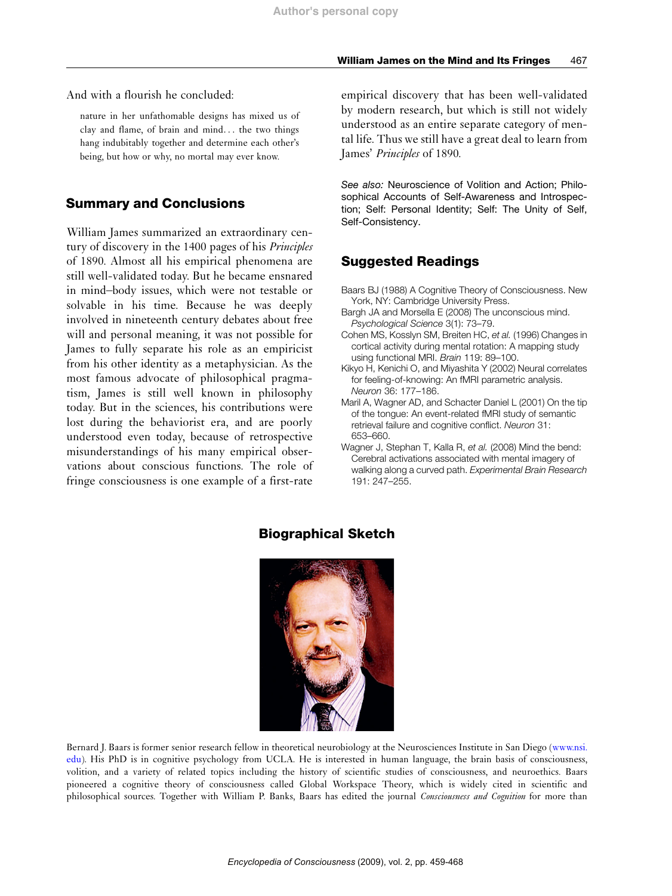And with a flourish he concluded:

> nature in her unfathomable designs has mixed us of clay and flame, of brain and mind… the two things hang indubitably together and determine each other's being, but how or why, no mortal may ever know.

## Summary and Conclusions

William James summarized an extraordinary century of discovery in the 1400 pages of his *Principles* of 1890. Almost all his empirical phenomena are still well-validated today. But he became ensnared in mind–body issues, which were not testable or solvable in his time. Because he was deeply involved in nineteenth century debates about free will and personal meaning, it was not possible for James to fully separate his role as an empiricist from his other identity as a metaphysician. As the most famous advocate of philosophical pragmatism, James is still well known in philosophy today. But in the sciences, his contributions were lost during the behaviorist era, and are poorly understood even today, because of retrospective misunderstandings of his many empirical observations about conscious functions. The role of fringe consciousness is one example of a first-rate empirical discovery that has been well-validated by modern research, but which is still not widely understood as an entire separate category of mental life. Thus we still have a great deal to learn from James' *Principles* of 1890.

*See also:* Neuroscience of Volition and Action; Philosophical Accounts of Self-Awareness and Introspection; Self: Personal Identity; Self: The Unity of Self, Self-Consistency.

## Suggested Readings

Baars BJ (1988) A Cognitive Theory of Consciousness. New York, NY: Cambridge University Press.

Bargh JA and Morsella E (2008) The unconscious mind. *Psychological Science* 3(1): 73–79.

Cohen MS, Kosslyn SM, Breiten HC, *et al.* (1996) Changes in cortical activity during mental rotation: A mapping study using functional MRI. *Brain* 119: 89–100.

Kikyo H, Kenichi O, and Miyashita Y (2002) Neural correlates for feeling-of-knowing: An fMRI parametric analysis. *Neuron* 36: 177–186.

Maril A, Wagner AD, and Schacter Daniel L (2001) On the tip of the tongue: An event-related fMRI study of semantic retrieval failure and cognitive conflict. *Neuron* 31: 653–660.

Wagner J, Stephan T, Kalla R, *et al.* (2008) Mind the bend: Cerebral activations associated with mental imagery of walking along a curved path. *Experimental Brain Research* 191: 247–255.

## Biographical Sketch

Bernard J. Baars is former senior research fellow in theoretical neurobiology at the Neurosciences Institute in San Diego (www.nsi.edu). His PhD is in cognitive psychology from UCLA. He is interested in human language, the brain basis of consciousness, volition, and a variety of related topics including the history of scientific studies of consciousness, and neuroethics. Baars pioneered a cognitive theory of consciousness called Global Workspace Theory, which is widely cited in scientific and philosophical sources. Together with William P. Banks, Baars has edited the journal *Consciousness and Cognition* for more than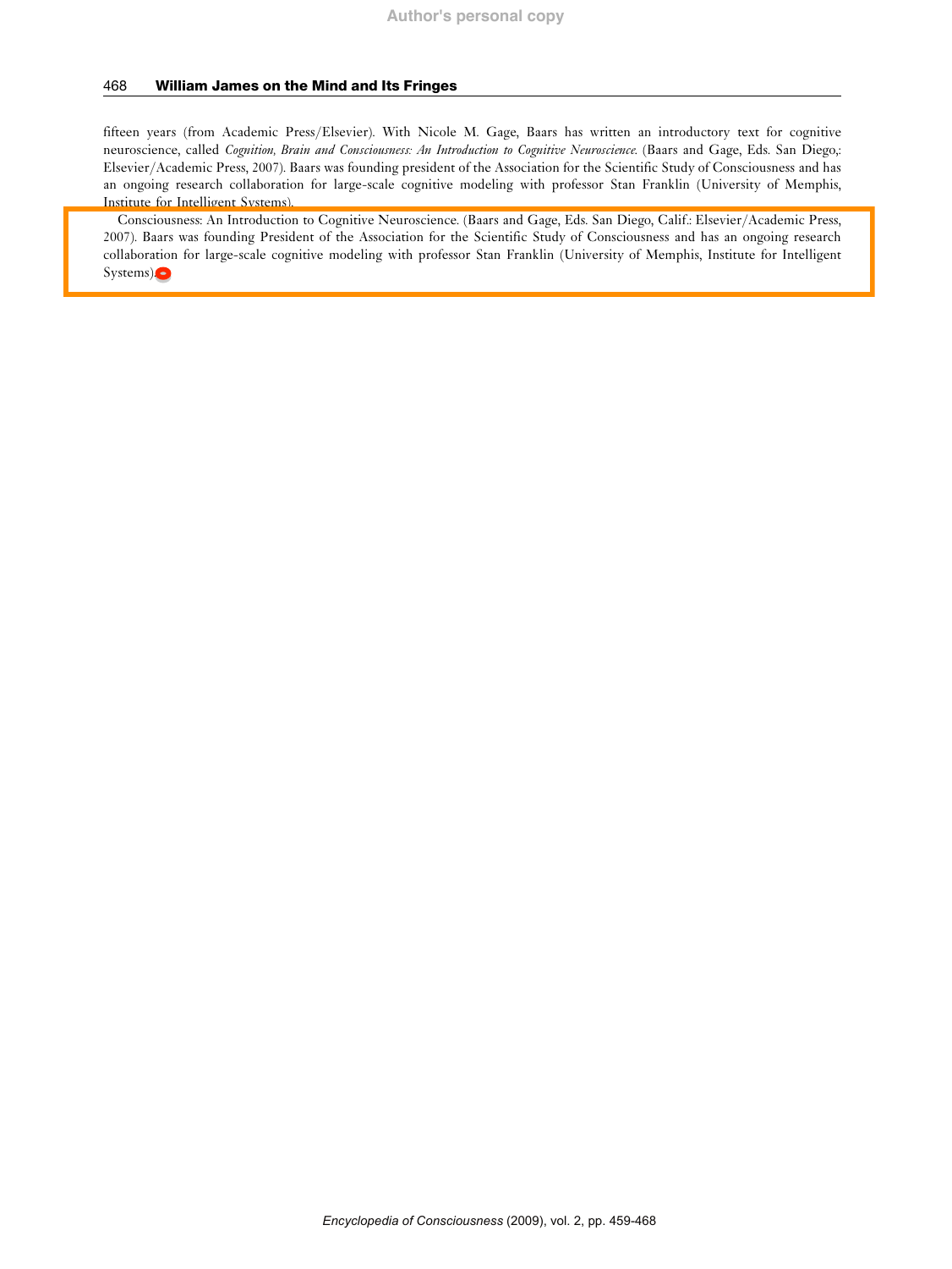fifteen years (from Academic Press/Elsevier). With Nicole M. Gage, Baars has written an introductory text for cognitive neuroscience, called *Cognition, Brain and Consciousness: An Introduction to Cognitive Neuroscience.* (Baars and Gage, Eds. San Diego,: Elsevier/Academic Press, 2007). Baars was founding president of the Association for the Scientific Study of Consciousness and has an ongoing research collaboration for large-scale cognitive modeling with professor Stan Franklin (University of Memphis, Institute for Intelligent Systems).

Consciousness: An Introduction to Cognitive Neuroscience. (Baars and Gage, Eds. San Diego, Calif.: Elsevier/Academic Press, 2007). Baars was founding President of the Association for the Scientific Study of Consciousness and has an ongoing research collaboration for large-scale cognitive modeling with professor Stan Franklin (University of Memphis, Institute for Intelligent Systems).